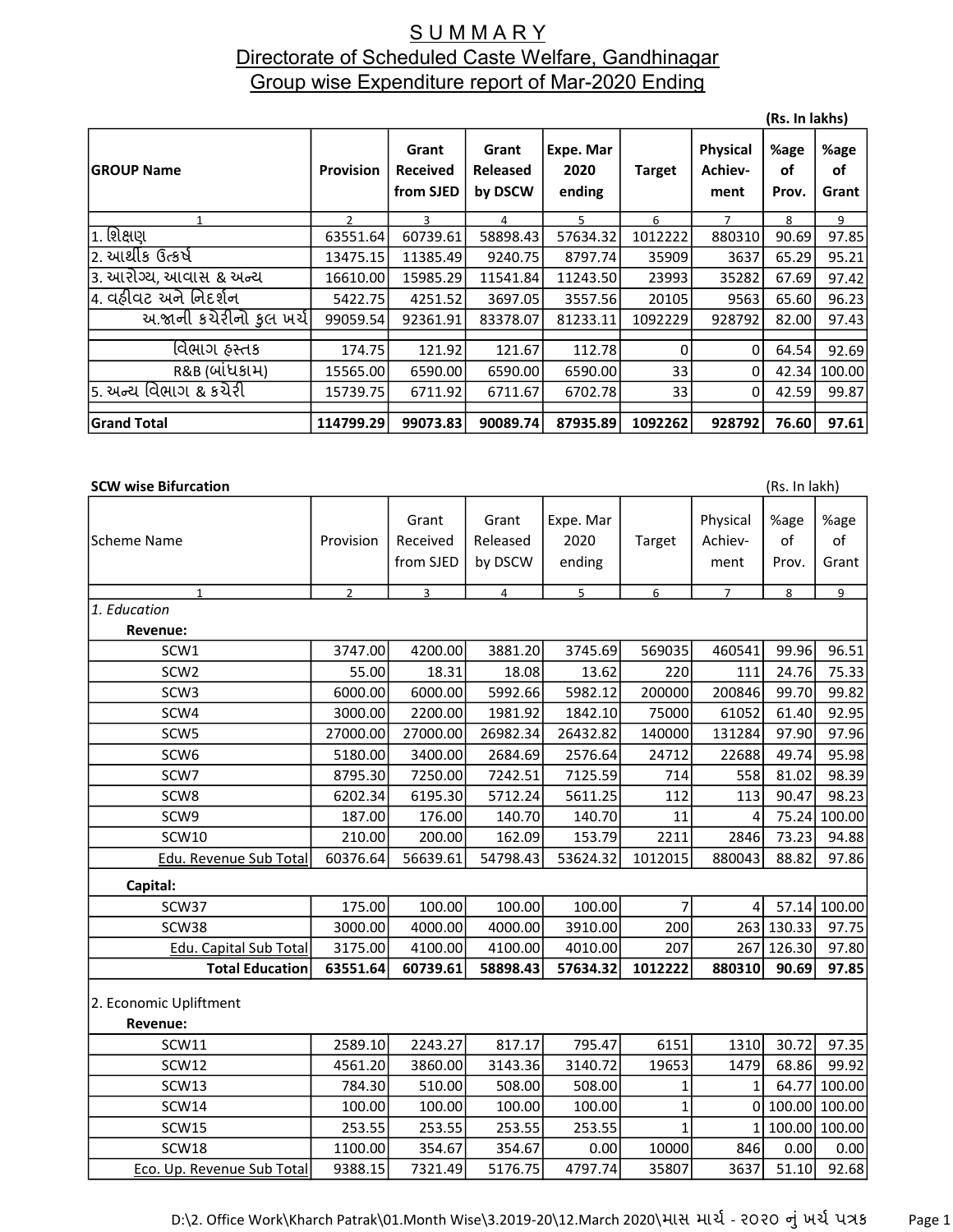# S U M M A R Y

## Directorate of Scheduled Caste Welfare, Gandhinagar

## Group wise Expenditure report of Mar-2020 Ending

**(Rs. In lakhs)**

| GROUP Name | Provision | Grant Received from SJED | Grant Released by DSCW | Expe. Mar 2020 ending | Target | Physical Achiev-ment | %age of Prov. | %age of Grant |
|---|---|---|---|---|---|---|---|---|
| 1 | 2 | 3 | 4 | 5 | 6 | 7 | 8 | 9 |
| 1. શિક્ષણ | 63551.64 | 60739.61 | 58898.43 | 57634.32 | 1012222 | 880310 | 90.69 | 97.85 |
| 2. આર્થીક ઉત્કર્ષ | 13475.15 | 11385.49 | 9240.75 | 8797.74 | 35909 | 3637 | 65.29 | 95.21 |
| 3. આરોગ્ય, આવાસ & અન્ય | 16610.00 | 15985.29 | 11541.84 | 11243.50 | 23993 | 35282 | 67.69 | 97.42 |
| 4. વહીવટ અને નિદર્શન | 5422.75 | 4251.52 | 3697.05 | 3557.56 | 20105 | 9563 | 65.60 | 96.23 |
| અ.જાની કચેરીનો કુલ ખર્ચ | 99059.54 | 92361.91 | 83378.07 | 81233.11 | 1092229 | 928792 | 82.00 | 97.43 |
| વિભાગ હસ્તક | 174.75 | 121.92 | 121.67 | 112.78 | 0 | 0 | 64.54 | 92.69 |
| R&B (બાંધકામ) | 15565.00 | 6590.00 | 6590.00 | 6590.00 | 33 | 0 | 42.34 | 100.00 |
| 5. અન્ય વિભાગ & કચેરી | 15739.75 | 6711.92 | 6711.67 | 6702.78 | 33 | 0 | 42.59 | 99.87 |
| **Grand Total** | **114799.29** | **99073.83** | **90089.74** | **87935.89** | **1092262** | **928792** | **76.60** | **97.61** |

**SCW wise Bifurcation** (Rs. In lakh)

| Scheme Name | Provision | Grant Received from SJED | Grant Released by DSCW | Expe. Mar 2020 ending | Target | Physical Achiev-ment | %age of Prov. | %age of Grant |
|---|---|---|---|---|---|---|---|---|
| 1 | 2 | 3 | 4 | 5 | 6 | 7 | 8 | 9 |
| *1. Education* | | | | | | | | |
| **Revenue:** | | | | | | | | |
| SCW1 | 3747.00 | 4200.00 | 3881.20 | 3745.69 | 569035 | 460541 | 99.96 | 96.51 |
| SCW2 | 55.00 | 18.31 | 18.08 | 13.62 | 220 | 111 | 24.76 | 75.33 |
| SCW3 | 6000.00 | 6000.00 | 5992.66 | 5982.12 | 200000 | 200846 | 99.70 | 99.82 |
| SCW4 | 3000.00 | 2200.00 | 1981.92 | 1842.10 | 75000 | 61052 | 61.40 | 92.95 |
| SCW5 | 27000.00 | 27000.00 | 26982.34 | 26432.82 | 140000 | 131284 | 97.90 | 97.96 |
| SCW6 | 5180.00 | 3400.00 | 2684.69 | 2576.64 | 24712 | 22688 | 49.74 | 95.98 |
| SCW7 | 8795.30 | 7250.00 | 7242.51 | 7125.59 | 714 | 558 | 81.02 | 98.39 |
| SCW8 | 6202.34 | 6195.30 | 5712.24 | 5611.25 | 112 | 113 | 90.47 | 98.23 |
| SCW9 | 187.00 | 176.00 | 140.70 | 140.70 | 11 | 4 | 75.24 | 100.00 |
| SCW10 | 210.00 | 200.00 | 162.09 | 153.79 | 2211 | 2846 | 73.23 | 94.88 |
| Edu. Revenue Sub Total | 60376.64 | 56639.61 | 54798.43 | 53624.32 | 1012015 | 880043 | 88.82 | 97.86 |
| **Capital:** | | | | | | | | |
| SCW37 | 175.00 | 100.00 | 100.00 | 100.00 | 7 | 4 | 57.14 | 100.00 |
| SCW38 | 3000.00 | 4000.00 | 4000.00 | 3910.00 | 200 | 263 | 130.33 | 97.75 |
| Edu. Capital Sub Total | 3175.00 | 4100.00 | 4100.00 | 4010.00 | 207 | 267 | 126.30 | 97.80 |
| **Total Education** | **63551.64** | **60739.61** | **58898.43** | **57634.32** | **1012222** | **880310** | **90.69** | **97.85** |
| 2. Economic Upliftment | | | | | | | | |
| **Revenue:** | | | | | | | | |
| SCW11 | 2589.10 | 2243.27 | 817.17 | 795.47 | 6151 | 1310 | 30.72 | 97.35 |
| SCW12 | 4561.20 | 3860.00 | 3143.36 | 3140.72 | 19653 | 1479 | 68.86 | 99.92 |
| SCW13 | 784.30 | 510.00 | 508.00 | 508.00 | 1 | 1 | 64.77 | 100.00 |
| SCW14 | 100.00 | 100.00 | 100.00 | 100.00 | 1 | 0 | 100.00 | 100.00 |
| SCW15 | 253.55 | 253.55 | 253.55 | 253.55 | 1 | 1 | 100.00 | 100.00 |
| SCW18 | 1100.00 | 354.67 | 354.67 | 0.00 | 10000 | 846 | 0.00 | 0.00 |
| Eco. Up. Revenue Sub Total | 9388.15 | 7321.49 | 5176.75 | 4797.74 | 35807 | 3637 | 51.10 | 92.68 |

D:\2. Office Work\Kharch Patrak\01.Month Wise\3.2019-20\12.March 2020\માસ માર્ચ - ૨૦૨૦ નું ખર્ચ પત્રક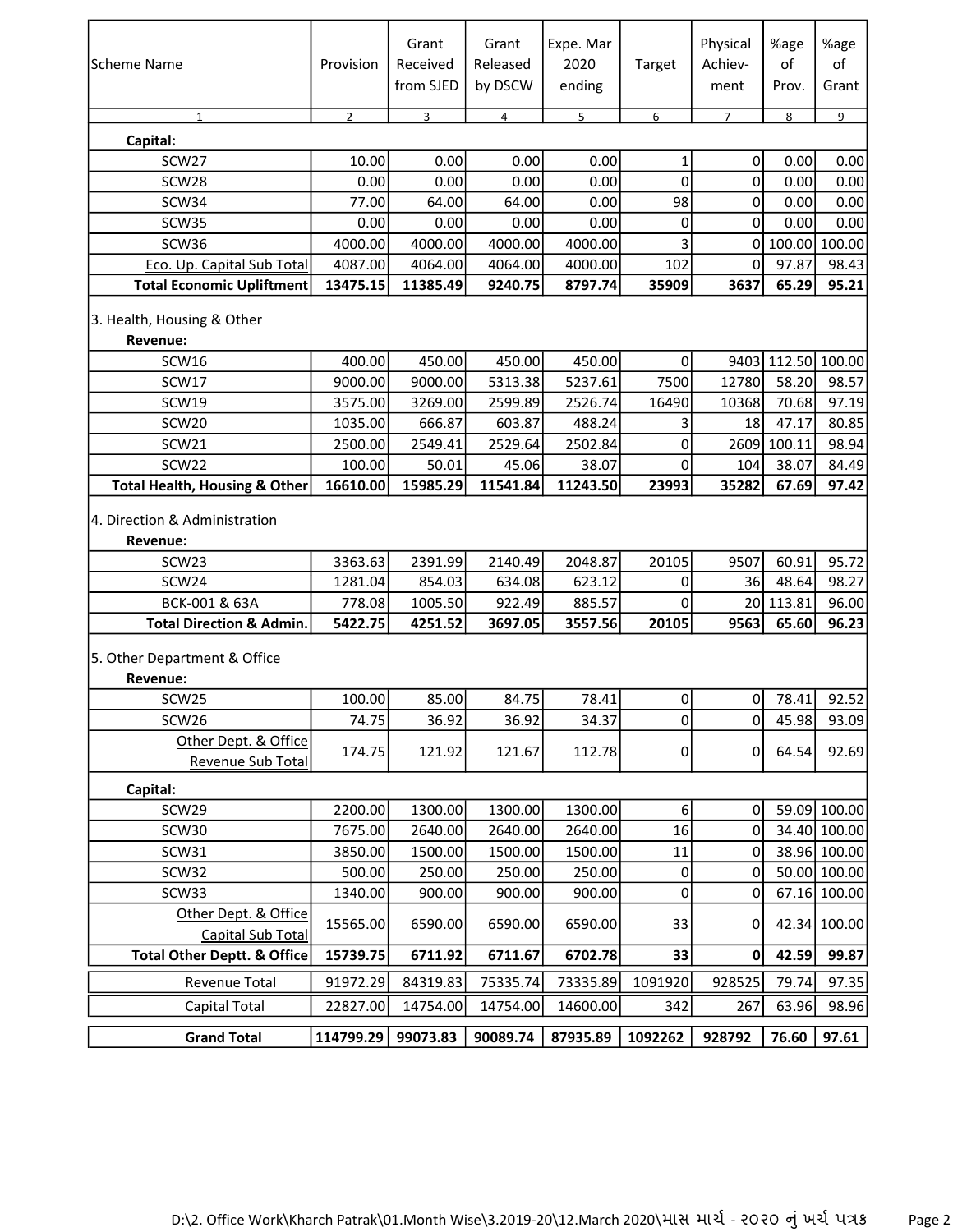| Scheme Name | Provision | Grant Received from SJED | Grant Released by DSCW | Expe. Mar 2020 ending | Target | Physical Achiev-ment | %age of Prov. | %age of Grant |
|---|---|---|---|---|---|---|---|---|
| 1 | 2 | 3 | 4 | 5 | 6 | 7 | 8 | 9 |
| **Capital:** | | | | | | | | |
| SCW27 | 10.00 | 0.00 | 0.00 | 0.00 | 1 | 0 | 0.00 | 0.00 |
| SCW28 | 0.00 | 0.00 | 0.00 | 0.00 | 0 | 0 | 0.00 | 0.00 |
| SCW34 | 77.00 | 64.00 | 64.00 | 0.00 | 98 | 0 | 0.00 | 0.00 |
| SCW35 | 0.00 | 0.00 | 0.00 | 0.00 | 0 | 0 | 0.00 | 0.00 |
| SCW36 | 4000.00 | 4000.00 | 4000.00 | 4000.00 | 3 | 0 | 100.00 | 100.00 |
| Eco. Up. Capital Sub Total | 4087.00 | 4064.00 | 4064.00 | 4000.00 | 102 | 0 | 97.87 | 98.43 |
| **Total Economic Upliftment** | **13475.15** | **11385.49** | **9240.75** | **8797.74** | **35909** | **3637** | **65.29** | **95.21** |
| 3. Health, Housing & Other | | | | | | | | |
| **Revenue:** | | | | | | | | |
| SCW16 | 400.00 | 450.00 | 450.00 | 450.00 | 0 | 9403 | 112.50 | 100.00 |
| SCW17 | 9000.00 | 9000.00 | 5313.38 | 5237.61 | 7500 | 12780 | 58.20 | 98.57 |
| SCW19 | 3575.00 | 3269.00 | 2599.89 | 2526.74 | 16490 | 10368 | 70.68 | 97.19 |
| SCW20 | 1035.00 | 666.87 | 603.87 | 488.24 | 3 | 18 | 47.17 | 80.85 |
| SCW21 | 2500.00 | 2549.41 | 2529.64 | 2502.84 | 0 | 2609 | 100.11 | 98.94 |
| SCW22 | 100.00 | 50.01 | 45.06 | 38.07 | 0 | 104 | 38.07 | 84.49 |
| **Total Health, Housing & Other** | **16610.00** | **15985.29** | **11541.84** | **11243.50** | **23993** | **35282** | **67.69** | **97.42** |
| 4. Direction & Administration | | | | | | | | |
| **Revenue:** | | | | | | | | |
| SCW23 | 3363.63 | 2391.99 | 2140.49 | 2048.87 | 20105 | 9507 | 60.91 | 95.72 |
| SCW24 | 1281.04 | 854.03 | 634.08 | 623.12 | 0 | 36 | 48.64 | 98.27 |
| BCK-001 & 63A | 778.08 | 1005.50 | 922.49 | 885.57 | 0 | 20 | 113.81 | 96.00 |
| **Total Direction & Admin.** | **5422.75** | **4251.52** | **3697.05** | **3557.56** | **20105** | **9563** | **65.60** | **96.23** |
| 5. Other Department & Office | | | | | | | | |
| **Revenue:** | | | | | | | | |
| SCW25 | 100.00 | 85.00 | 84.75 | 78.41 | 0 | 0 | 78.41 | 92.52 |
| SCW26 | 74.75 | 36.92 | 36.92 | 34.37 | 0 | 0 | 45.98 | 93.09 |
| Other Dept. & Office Revenue Sub Total | 174.75 | 121.92 | 121.67 | 112.78 | 0 | 0 | 64.54 | 92.69 |
| **Capital:** | | | | | | | | |
| SCW29 | 2200.00 | 1300.00 | 1300.00 | 1300.00 | 6 | 0 | 59.09 | 100.00 |
| SCW30 | 7675.00 | 2640.00 | 2640.00 | 2640.00 | 16 | 0 | 34.40 | 100.00 |
| SCW31 | 3850.00 | 1500.00 | 1500.00 | 1500.00 | 11 | 0 | 38.96 | 100.00 |
| SCW32 | 500.00 | 250.00 | 250.00 | 250.00 | 0 | 0 | 50.00 | 100.00 |
| SCW33 | 1340.00 | 900.00 | 900.00 | 900.00 | 0 | 0 | 67.16 | 100.00 |
| Other Dept. & Office Capital Sub Total | 15565.00 | 6590.00 | 6590.00 | 6590.00 | 33 | 0 | 42.34 | 100.00 |
| **Total Other Deptt. & Office** | **15739.75** | **6711.92** | **6711.67** | **6702.78** | **33** | **0** | **42.59** | **99.87** |
| Revenue Total | 91972.29 | 84319.83 | 75335.74 | 73335.89 | 1091920 | 928525 | 79.74 | 97.35 |
| Capital Total | 22827.00 | 14754.00 | 14754.00 | 14600.00 | 342 | 267 | 63.96 | 98.96 |
| **Grand Total** | **114799.29** | **99073.83** | **90089.74** | **87935.89** | **1092262** | **928792** | **76.60** | **97.61** |

D:\2. Office Work\Kharch Patrak\01.Month Wise\3.2019-20\12.March 2020\માસ માર્ચ - ૨૦૨૦ નું ખર્ચ પત્રક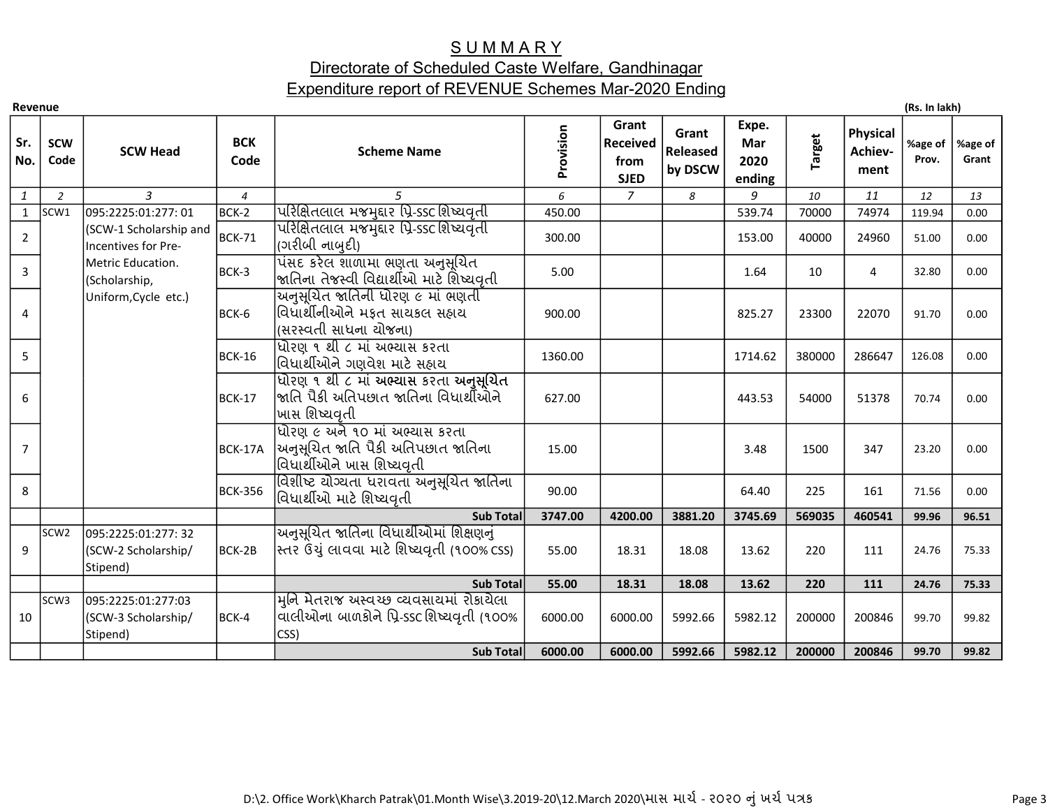# S U M M A R Y

## Directorate of Scheduled Caste Welfare, Gandhinagar

## Expenditure report of REVENUE Schemes Mar-2020 Ending

**Revenue** (Rs. In lakh)

| Sr. No. | SCW Code | SCW Head | BCK Code | Scheme Name | Provision | Grant Received from SJED | Grant Released by DSCW | Expe. Mar 2020 ending | Target | Physical Achiev-ment | %age of Prov. | %age of Grant |
|---|---|---|---|---|---|---|---|---|---|---|---|---|
| 1 | 2 | 3 | 4 | 5 | 6 | 7 | 8 | 9 | 10 | 11 | 12 | 13 |
| 1 | SCW1 | 095:2225:01:277: 01 (SCW-1 Scholarship and Incentives for Pre-Metric Education. (Scholarship, Uniform,Cycle etc.) | BCK-2 | પરિક્ષિતલાલ મજમુદાર પ્રિ-SSC શિષ્યવૃતી | 450.00 | | | 539.74 | 70000 | 74974 | 119.94 | 0.00 |
| 2 | | | BCK-71 | પરિક્ષિતલાલ મજમુદાર પ્રિ-SSC શિષ્યવૃતી (ગરીબી નાબુદી) | 300.00 | | | 153.00 | 40000 | 24960 | 51.00 | 0.00 |
| 3 | | | BCK-3 | પંસદ કરેલ શાળામા ભણતા અનુસૂચિત જાતિના તેજસ્વી વિદ્યાર્થીઓ માટે શિષ્યવૃતી | 5.00 | | | 1.64 | 10 | 4 | 32.80 | 0.00 |
| 4 | | | BCK-6 | અનુસૂચિત જાતિની ધોરણ ૯ માં ભણતી વિધાર્થીનીઓને મફત સાયકલ સહાય (સરસ્વતી સાધના યોજના) | 900.00 | | | 825.27 | 23300 | 22070 | 91.70 | 0.00 |
| 5 | | | BCK-16 | ધોરણ ૧ થી ૮ માં અભ્યાસ કરતા વિધાર્થીઓને ગણવેશ માટે સહાય | 1360.00 | | | 1714.62 | 380000 | 286647 | 126.08 | 0.00 |
| 6 | | | BCK-17 | ધોરણ ૧ થી ૮ માં **અભ્યાસ** કરતા **અનુસૂચિત** જાતિ પૈકી અતિપછાત જાતિના વિધાર્થીઓને ખાસ શિષ્યવૃતી | 627.00 | | | 443.53 | 54000 | 51378 | 70.74 | 0.00 |
| 7 | | | BCK-17A | ધોરણ ૯ અને ૧૦ માં અભ્યાસ કરતા અનુસૂચિત જાતિ પૈકી અતિપછાત જાતિના વિધાર્થીઓને ખાસ શિષ્યવૃતી | 15.00 | | | 3.48 | 1500 | 347 | 23.20 | 0.00 |
| 8 | | | BCK-356 | વિશીષ્ટ યોગ્યતા ધરાવતા અનુસૂચિત જાતિના વિધાર્થીઓ માટે શિષ્યવૃતી | 90.00 | | | 64.40 | 225 | 161 | 71.56 | 0.00 |
| | | | | **Sub Total** | **3747.00** | **4200.00** | **3881.20** | **3745.69** | **569035** | **460541** | **99.96** | **96.51** |
| 9 | SCW2 | 095:2225:01:277: 32 (SCW-2 Scholarship/ Stipend) | BCK-2B | અનુસૂચિત જાતિના વિધાર્થીઓમાં શિક્ષણનું સ્તર ઉંચું લાવવા માટે શિષ્યવૃતી (૧૦૦% CSS) | 55.00 | 18.31 | 18.08 | 13.62 | 220 | 111 | 24.76 | 75.33 |
| | | | | **Sub Total** | **55.00** | **18.31** | **18.08** | **13.62** | **220** | **111** | **24.76** | **75.33** |
| 10 | SCW3 | 095:2225:01:277:03 (SCW-3 Scholarship/ Stipend) | BCK-4 | મુનિ મેતરાજ અસ્વચ્છ વ્યવસાયમાં રોકાયેલા વાલીઓના બાળકોને પ્રિ-SSC શિષ્યવૃતી (૧૦૦% CSS) | 6000.00 | 6000.00 | 5992.66 | 5982.12 | 200000 | 200846 | 99.70 | 99.82 |
| | | | | **Sub Total** | **6000.00** | **6000.00** | **5992.66** | **5982.12** | **200000** | **200846** | **99.70** | **99.82** |

D:\2. Office Work\Kharch Patrak\01.Month Wise\3.2019-20\12.March 2020\માસ માર્ચ - ૨૦૨૦ નું ખર્ચ પત્રક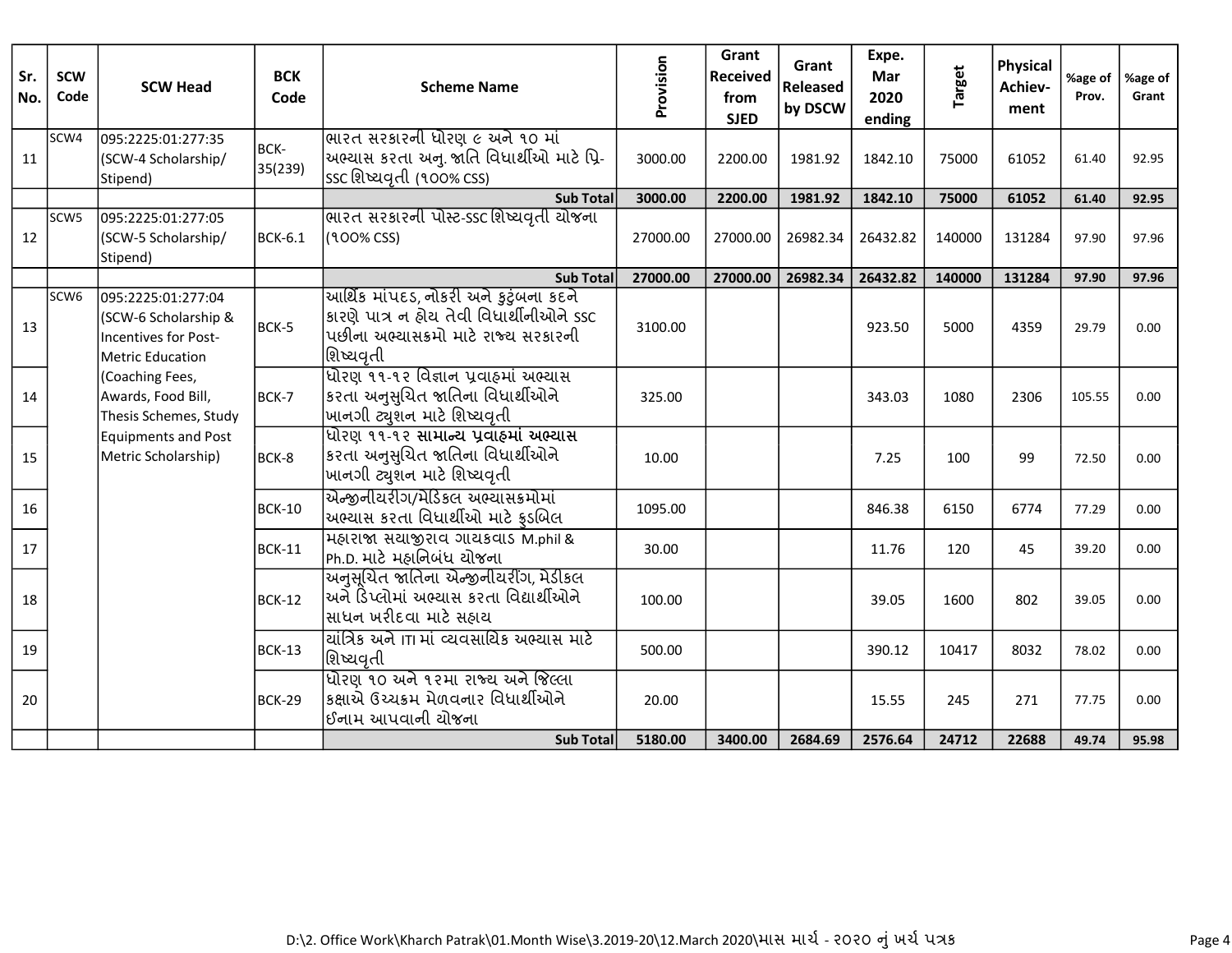| Sr. No. | SCW Code | SCW Head | BCK Code | Scheme Name | Provision | Grant Received from SJED | Grant Released by DSCW | Expe. Mar 2020 ending | Target | Physical Achiev-ment | %age of Prov. | %age of Grant |
|---|---|---|---|---|---|---|---|---|---|---|---|---|
| 11 | SCW4 | 095:2225:01:277:35 (SCW-4 Scholarship/ Stipend) | BCK-35(239) | ભારત સરકારની ધોરણ ૯ અને ૧૦ માં અભ્યાસ કરતા અનુ.જાતિ વિધાર્થીઓ માટે પ્રિ-SSC શિષ્યવૃતી (૧૦૦% CSS) | 3000.00 | 2200.00 | 1981.92 | 1842.10 | 75000 | 61052 | 61.40 | 92.95 |
| | | | | **Sub Total** | **3000.00** | **2200.00** | **1981.92** | **1842.10** | **75000** | **61052** | **61.40** | **92.95** |
| 12 | SCW5 | 095:2225:01:277:05 (SCW-5 Scholarship/ Stipend) | BCK-6.1 | ભારત સરકારની પોસ્ટ-SSC શિષ્યવૃતી યોજના (૧૦૦% CSS) | 27000.00 | 27000.00 | 26982.34 | 26432.82 | 140000 | 131284 | 97.90 | 97.96 |
| | | | | **Sub Total** | **27000.00** | **27000.00** | **26982.34** | **26432.82** | **140000** | **131284** | **97.90** | **97.96** |
| 13 | SCW6 | 095:2225:01:277:04 (SCW-6 Scholarship & Incentives for Post-Metric Education (Coaching Fees, Awards, Food Bill, Thesis Schemes, Study Equipments and Post Metric Scholarship) | BCK-5 | આર્થિક માંપદડ, નોકરી અને કુટુંબના કદને કારણે પાત્ર ન હોય તેવી વિધાર્થીનીઓને SSC પછીના અભ્યાસક્રમો માટે રાજ્ય સરકારની શિષ્યવૃતી | 3100.00 | | | 923.50 | 5000 | 4359 | 29.79 | 0.00 |
| 14 | | | BCK-7 | ધોરણ ૧૧-૧૨ વિજ્ઞાન પ્રવાહમાં અભ્યાસ કરતા અનુસુચિત જાતિના વિધાર્થીઓને ખાનગી ટ્યુશન માટે શિષ્યવૃતી | 325.00 | | | 343.03 | 1080 | 2306 | 105.55 | 0.00 |
| 15 | | | BCK-8 | ધોરણ ૧૧-૧૨ **સામાન્ય પ્રવાહમાં અભ્યાસ** કરતા અનુસુચિત જાતિના વિધાર્થીઓને ખાનગી ટ્યુશન માટે શિષ્યવૃતી | 10.00 | | | 7.25 | 100 | 99 | 72.50 | 0.00 |
| 16 | | | BCK-10 | એન્જીનીયરીંગ/મેડિકલ અભ્યાસક્રમોમાં અભ્યાસ કરતા વિધાર્થીઓ માટે ફુડબિલ | 1095.00 | | | 846.38 | 6150 | 6774 | 77.29 | 0.00 |
| 17 | | | BCK-11 | મહારાજા સયાજીરાવ ગાયકવાડ M.phil & Ph.D. માટે મહાનિબંધ યોજના | 30.00 | | | 11.76 | 120 | 45 | 39.20 | 0.00 |
| 18 | | | BCK-12 | અનુસૂચિત જાતિના એન્જીનીયરીંગ, મેડીકલ અને ડિપ્લોમાં અભ્યાસ કરતા વિદ્યાર્થીઓને સાધન ખરીદવા માટે સહાય | 100.00 | | | 39.05 | 1600 | 802 | 39.05 | 0.00 |
| 19 | | | BCK-13 | યાંત્રિક અને ITI માં વ્યવસાયિક અભ્યાસ માટે શિષ્યવૃતી | 500.00 | | | 390.12 | 10417 | 8032 | 78.02 | 0.00 |
| 20 | | | BCK-29 | ધોરણ ૧૦ અને ૧૨મા રાજ્ય અને જિલ્લા કક્ષાએ ઉચ્ચક્રમ મેળવનાર વિધાર્થીઓને ઈનામ આપવાની યોજના | 20.00 | | | 15.55 | 245 | 271 | 77.75 | 0.00 |
| | | | | **Sub Total** | **5180.00** | **3400.00** | **2684.69** | **2576.64** | **24712** | **22688** | **49.74** | **95.98** |

D:\2. Office Work\Kharch Patrak\01.Month Wise\3.2019-20\12.March 2020\માસ માર્ચ - ૨૦૨૦ નું ખર્ચ પત્રક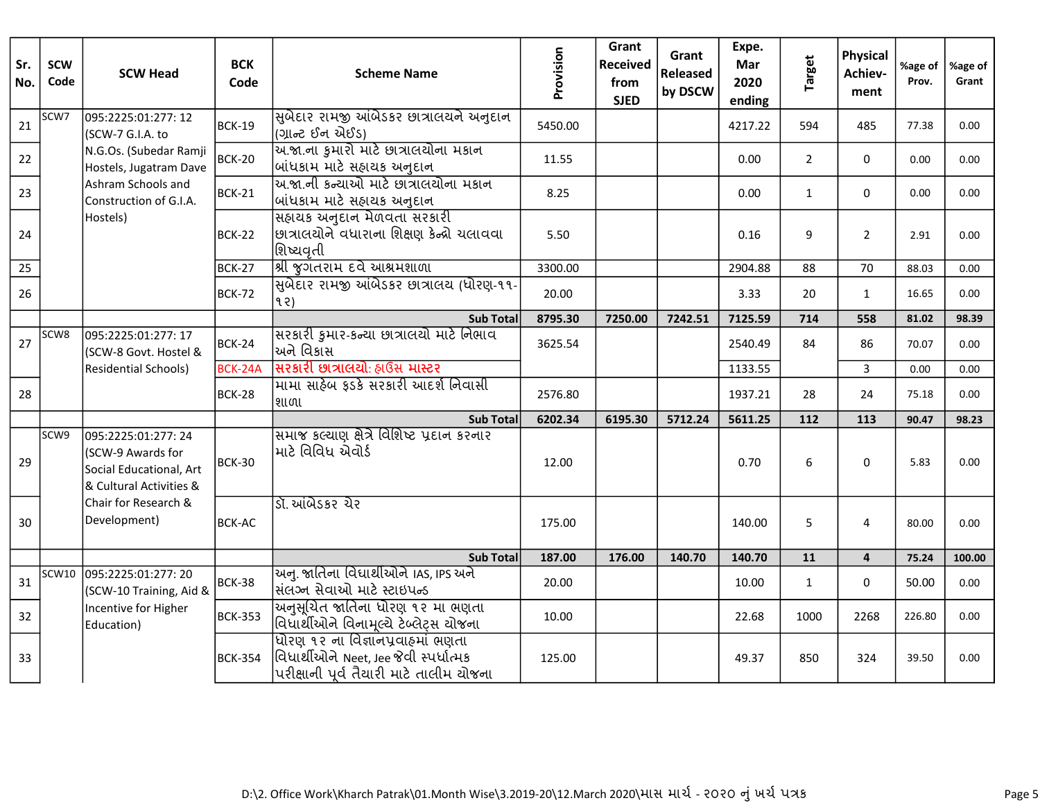| Sr. No. | SCW Code | SCW Head | BCK Code | Scheme Name | Provision | Grant Received from SJED | Grant Released by DSCW | Expe. Mar 2020 ending | Target | Physical Achiev-ment | %age of Prov. | %age of Grant |
|---|---|---|---|---|---|---|---|---|---|---|---|---|
| 21 | SCW7 | 095:2225:01:277: 12 (SCW-7 G.I.A. to N.G.Os. (Subedar Ramji Hostels, Jugatram Dave Ashram Schools and Construction of G.I.A. Hostels) | BCK-19 | સુબેદાર રામજી આંબેડકર છાત્રાલયને અનુદાન (ગ્રાન્ટ ઈન એઈડ) | 5450.00 | | | 4217.22 | 594 | 485 | 77.38 | 0.00 |
| 22 | | | BCK-20 | અ.જા.ના કુમારો માટે છાત્રાલયોના મકાન બાંધકામ માટે સહાયક અનુદાન | 11.55 | | | 0.00 | 2 | 0 | 0.00 | 0.00 |
| 23 | | | BCK-21 | અ.જા.ની કન્યાઓ માટે છાત્રાલયોના મકાન બાંધકામ માટે સહાયક અનુદાન | 8.25 | | | 0.00 | 1 | 0 | 0.00 | 0.00 |
| 24 | | | BCK-22 | સહાયક અનુદાન મેળવતા સરકારી છાત્રાલયોને વધારાના શિક્ષણ કેન્દ્રો ચલાવવા શિષ્યવૃતી | 5.50 | | | 0.16 | 9 | 2 | 2.91 | 0.00 |
| 25 | | | BCK-27 | શ્રી જુગતરામ દવે આશ્રમશાળા | 3300.00 | | | 2904.88 | 88 | 70 | 88.03 | 0.00 |
| 26 | | | BCK-72 | સુબેદાર રામજી આંબેડકર છાત્રાલય (ધોરણ-૧૧-૧૨) | 20.00 | | | 3.33 | 20 | 1 | 16.65 | 0.00 |
| | | | | **Sub Total** | **8795.30** | **7250.00** | **7242.51** | **7125.59** | **714** | **558** | **81.02** | **98.39** |
| 27 | SCW8 | 095:2225:01:277: 17 (SCW-8 Govt. Hostel & Residential Schools) | BCK-24 | સરકારી કુમાર-કન્યા છાત્રાલયો માટે નિભાવ અને વિકાસ | 3625.54 | | | 2540.49 | 84 | 86 | 70.07 | 0.00 |
| | | | BCK-24A | **સરકારી છાત્રાલયો: હાઉસ માસ્ટર** | | | | 1133.55 | | 3 | 0.00 | 0.00 |
| 28 | | | BCK-28 | મામા સાહેબ ફડકે સરકારી આદર્શ નિવાસી શાળા | 2576.80 | | | 1937.21 | 28 | 24 | 75.18 | 0.00 |
| | | | | **Sub Total** | **6202.34** | **6195.30** | **5712.24** | **5611.25** | **112** | **113** | **90.47** | **98.23** |
| 29 | SCW9 | 095:2225:01:277: 24 (SCW-9 Awards for Social Educational, Art & Cultural Activities & Chair for Research & Development) | BCK-30 | સમાજ કલ્યાણ ક્ષેત્રે વિશિષ્ટ પ્રદાન કરનાર માટે વિવિધ એવોર્ડ | 12.00 | | | 0.70 | 6 | 0 | 5.83 | 0.00 |
| 30 | | | BCK-AC | ડૉ. આંબેડકર ચેર | 175.00 | | | 140.00 | 5 | 4 | 80.00 | 0.00 |
| | | | | **Sub Total** | **187.00** | **176.00** | **140.70** | **140.70** | **11** | **4** | **75.24** | **100.00** |
| 31 | SCW10 | 095:2225:01:277: 20 (SCW-10 Training, Aid & Incentive for Higher Education) | BCK-38 | અનુ. જાતિના વિદ્યાર્થીઓને IAS, IPS અને સંલગ્ન સેવાઓ માટે સ્ટાઇપન્ડ | 20.00 | | | 10.00 | 1 | 0 | 50.00 | 0.00 |
| 32 | | | BCK-353 | અનુસૂચિત જાતિના ધોરણ ૧૨ મા ભણતા વિદ્યાર્થીઓને વિનામૂલ્યે ટેબ્લેટ્સ યોજના | 10.00 | | | 22.68 | 1000 | 2268 | 226.80 | 0.00 |
| 33 | | | BCK-354 | ધોરણ ૧૨ ના વિજ્ઞાનપ્રવાહમાં ભણતા વિદ્યાર્થીઓને Neet, Jee જેવી સ્પર્ધાત્મક પરીક્ષાની પૂર્વ તૈયારી માટે તાલીમ યોજના | 125.00 | | | 49.37 | 850 | 324 | 39.50 | 0.00 |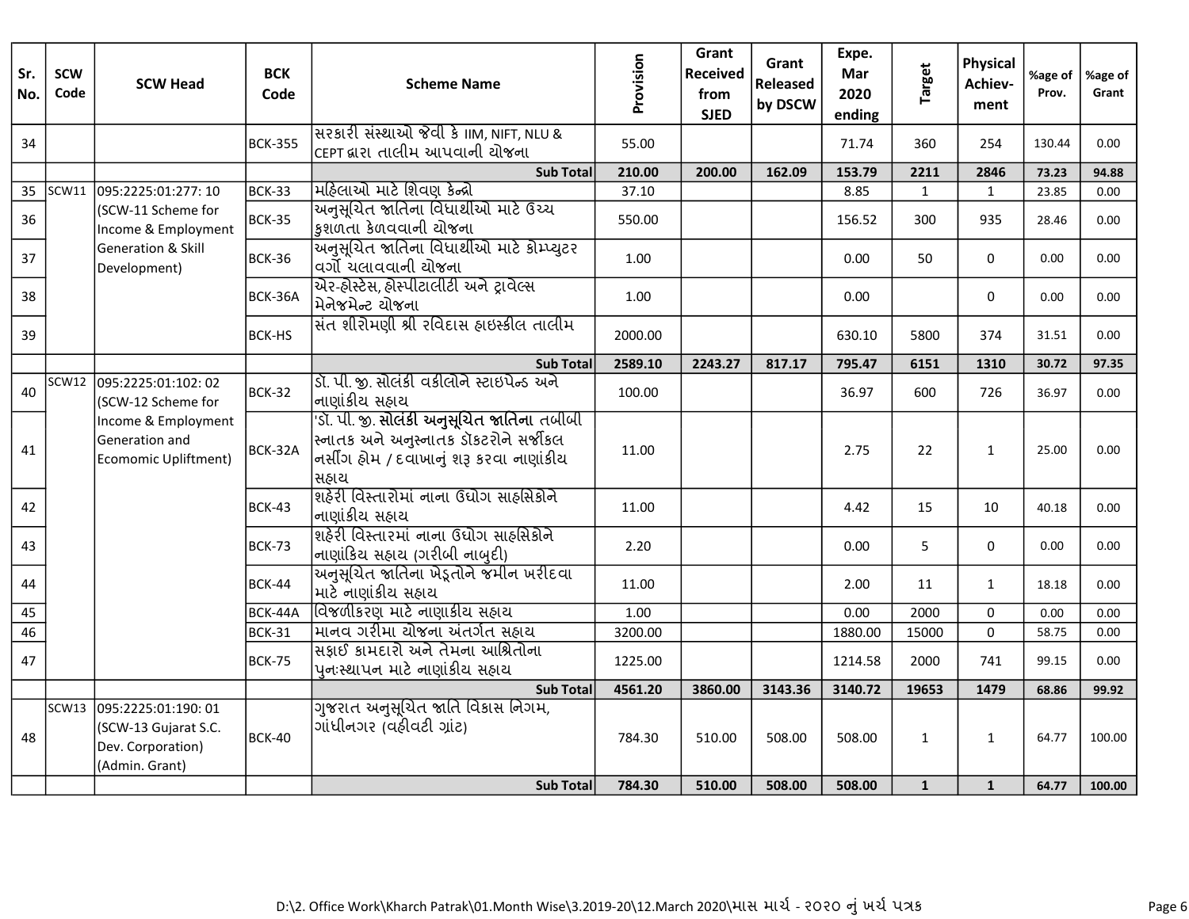| Sr. No. | SCW Code | SCW Head | BCK Code | Scheme Name | Provision | Grant Received from SJED | Grant Released by DSCW | Expe. Mar 2020 ending | Target | Physical Achiev-ment | %age of Prov. | %age of Grant |
|---|---|---|---|---|---|---|---|---|---|---|---|---|
| 34 | | | BCK-355 | સરકારી સંસ્થાઓ જેવી કે IIM, NIFT, NLU & CEPT દ્વારા તાલીમ આપવાની યોજના | 55.00 | | | 71.74 | 360 | 254 | 130.44 | 0.00 |
| | | | | **Sub Total** | **210.00** | **200.00** | **162.09** | **153.79** | **2211** | **2846** | **73.23** | **94.88** |
| 35 | SCW11 | 095:2225:01:277: 10 (SCW-11 Scheme for Income & Employment Generation & Skill Development) | BCK-33 | મહિલાઓ માટે શિવણ કેન્દ્રો | 37.10 | | | 8.85 | 1 | 1 | 23.85 | 0.00 |
| 36 | | | BCK-35 | અનુસૂચિત જાતિના વિધાર્થીઓ માટે ઉચ્ચ કુશળતા કેળવવાની યોજના | 550.00 | | | 156.52 | 300 | 935 | 28.46 | 0.00 |
| 37 | | | BCK-36 | અનુસૂચિત જાતિના વિધાર્થીઓ માટે કોમ્પ્યુટર વર્ગો ચલાવવાની યોજના | 1.00 | | | 0.00 | 50 | 0 | 0.00 | 0.00 |
| 38 | | | BCK-36A | એર-હોસ્ટેસ, હોસ્પીટાલીટી અને ટ્રાવેલ્સ મેનેજમેન્ટ યોજના | 1.00 | | | 0.00 | | 0 | 0.00 | 0.00 |
| 39 | | | BCK-HS | સંત શીરોમણી શ્રી રવિદાસ હાઇસ્કીલ તાલીમ | 2000.00 | | | 630.10 | 5800 | 374 | 31.51 | 0.00 |
| | | | | **Sub Total** | **2589.10** | **2243.27** | **817.17** | **795.47** | **6151** | **1310** | **30.72** | **97.35** |
| 40 | SCW12 | 095:2225:01:102: 02 (SCW-12 Scheme for Income & Employment Generation and Ecomomic Upliftment) | BCK-32 | ડૉ. પી. જી. સોલંકી વકીલોને સ્ટાઇપેન્ડ અને નાણાંકીય સહાય | 100.00 | | | 36.97 | 600 | 726 | 36.97 | 0.00 |
| 41 | | | BCK-32A | 'ડૉ. પી. જી. **સોલંકી અનુસૂચિત જાતિના** તબીબી સ્નાતક અને અનુસ્નાતક ડૉકટરોને સર્જીકલ નર્સીંગ હોમ / દવાખાનું શરૂ કરવા નાણાંકીય સહાય | 11.00 | | | 2.75 | 22 | 1 | 25.00 | 0.00 |
| 42 | | | BCK-43 | શહેરી વિસ્તારોમાં નાના ઉદ્યોગ સાહસિકોને નાણાંકીય સહાય | 11.00 | | | 4.42 | 15 | 10 | 40.18 | 0.00 |
| 43 | | | BCK-73 | શહેરી વિસ્તારમાં નાના ઉદ્યોગ સાહસિકોને નાણાંકિય સહાય (ગરીબી નાબુદી) | 2.20 | | | 0.00 | 5 | 0 | 0.00 | 0.00 |
| 44 | | | BCK-44 | અનુસૂચિત જાતિના ખેડૂતોને જમીન ખરીદવા માટે નાણાંકીય સહાય | 11.00 | | | 2.00 | 11 | 1 | 18.18 | 0.00 |
| 45 | | | BCK-44A | વિજળીકરણ માટે નાણાકીય સહાય | 1.00 | | | 0.00 | 2000 | 0 | 0.00 | 0.00 |
| 46 | | | BCK-31 | માનવ ગરીમા યોજના અંતર્ગત સહાય | 3200.00 | | | 1880.00 | 15000 | 0 | 58.75 | 0.00 |
| 47 | | | BCK-75 | સફાઈ કામદારો અને તેમના આશ્રિતોના પુનઃસ્થાપન માટે નાણાંકીય સહાય | 1225.00 | | | 1214.58 | 2000 | 741 | 99.15 | 0.00 |
| | | | | **Sub Total** | **4561.20** | **3860.00** | **3143.36** | **3140.72** | **19653** | **1479** | **68.86** | **99.92** |
| 48 | SCW13 | 095:2225:01:190: 01 (SCW-13 Gujarat S.C. Dev. Corporation) (Admin. Grant) | BCK-40 | ગુજરાત અનુસૂચિત જાતિ વિકાસ નિગમ, ગાંધીનગર (વહીવટી ગ્રાંટ) | 784.30 | 510.00 | 508.00 | 508.00 | 1 | 1 | 64.77 | 100.00 |
| | | | | **Sub Total** | **784.30** | **510.00** | **508.00** | **508.00** | **1** | **1** | **64.77** | **100.00** |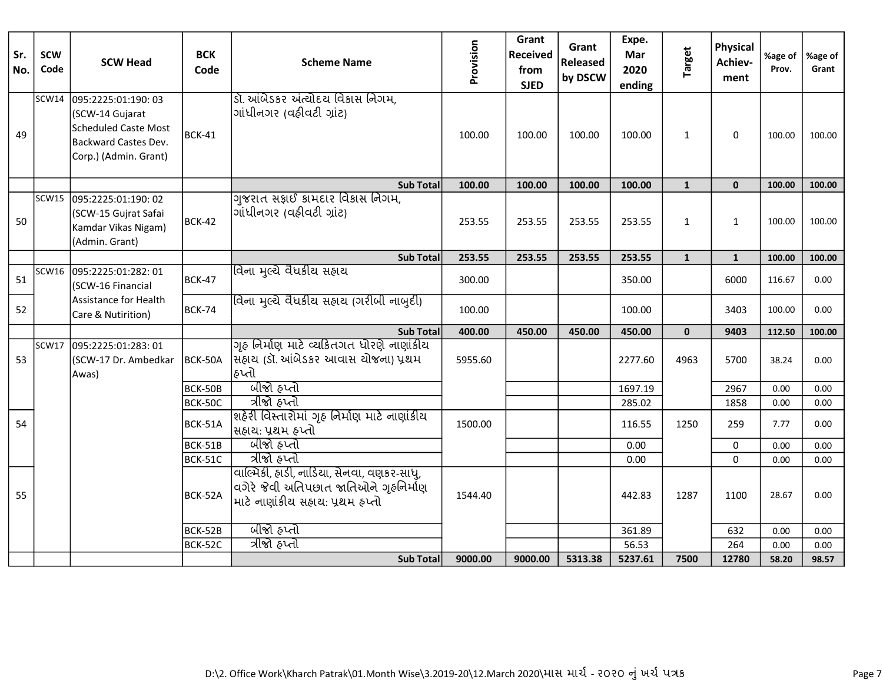| Sr. No. | SCW Code | SCW Head | BCK Code | Scheme Name | Provision | Grant Received from SJED | Grant Released by DSCW | Expe. Mar 2020 ending | Target | Physical Achiev-ment | %age of Prov. | %age of Grant |
|---|---|---|---|---|---|---|---|---|---|---|---|---|
| 49 | SCW14 | 095:2225:01:190: 03 (SCW-14 Gujarat Scheduled Caste Most Backward Castes Dev. Corp.) (Admin. Grant) | BCK-41 | ડૉ. આંબેડકર અંત્યોદય વિકાસ નિગમ, ગાંધીનગર (વહીવટી ગ્રાંટ) | 100.00 | 100.00 | 100.00 | 100.00 | 1 | 0 | 100.00 | 100.00 |
| | | | | **Sub Total** | **100.00** | **100.00** | **100.00** | **100.00** | **1** | **0** | **100.00** | **100.00** |
| 50 | SCW15 | 095:2225:01:190: 02 (SCW-15 Gujrat Safai Kamdar Vikas Nigam) (Admin. Grant) | BCK-42 | ગુજરાત સફાઈ કામદાર વિકાસ નિગમ, ગાંધીનગર (વહીવટી ગ્રાંટ) | 253.55 | 253.55 | 253.55 | 253.55 | 1 | 1 | 100.00 | 100.00 |
| | | | | **Sub Total** | **253.55** | **253.55** | **253.55** | **253.55** | **1** | **1** | **100.00** | **100.00** |
| 51 | SCW16 | 095:2225:01:282: 01 (SCW-16 Financial Assistance for Health Care & Nutirition) | BCK-47 | વિના મુલ્યે વૈધકીય સહાય | 300.00 | | | 350.00 | | 6000 | 116.67 | 0.00 |
| 52 | | | BCK-74 | વિના મુલ્યે વૈધકીય સહાય (ગરીબી નાબુદી) | 100.00 | | | 100.00 | | 3403 | 100.00 | 0.00 |
| | | | | **Sub Total** | **400.00** | **450.00** | **450.00** | **450.00** | **0** | **9403** | **112.50** | **100.00** |
| 53 | SCW17 | 095:2225:01:283: 01 (SCW-17 Dr. Ambedkar Awas) | BCK-50A | ગૃહ નિર્માણ માટે વ્યકિતગત ધોરણે નાણાંકીય સહાય (ડૉ. આંબેડકર આવાસ યોજના) પ્રથમ હપ્તો | 5955.60 | | | 2277.60 | 4963 | 5700 | 38.24 | 0.00 |
| | | | BCK-50B | બીજો હપ્તો | | | | 1697.19 | | 2967 | 0.00 | 0.00 |
| | | | BCK-50C | ત્રીજો હપ્તો | | | | 285.02 | | 1858 | 0.00 | 0.00 |
| 54 | | | BCK-51A | શહેરી વિસ્તારોમાં ગૃહ નિર્માણ માટે નાણાંકીય સહાય: પ્રથમ હપ્તો | 1500.00 | | | 116.55 | 1250 | 259 | 7.77 | 0.00 |
| | | | BCK-51B | બીજો હપ્તો | | | | 0.00 | | 0 | 0.00 | 0.00 |
| | | | BCK-51C | ત્રીજો હપ્તો | | | | 0.00 | | 0 | 0.00 | 0.00 |
| 55 | | | BCK-52A | વાલ્મિકી, હાડી, નાડિયા, સેનવા, વણકર-સાધુ, વગેરે જેવી અતિપછાત જાતિઓને ગૃહનિર્માણ માટે નાણાંકીય સહાય: પ્રથમ હપ્તો | 1544.40 | | | 442.83 | 1287 | 1100 | 28.67 | 0.00 |
| | | | BCK-52B | બીજો હપ્તો | | | | 361.89 | | 632 | 0.00 | 0.00 |
| | | | BCK-52C | ત્રીજો હપ્તો | | | | 56.53 | | 264 | 0.00 | 0.00 |
| | | | | **Sub Total** | **9000.00** | **9000.00** | **5313.38** | **5237.61** | **7500** | **12780** | **58.20** | **98.57** |

D:\2. Office Work\Kharch Patrak\01.Month Wise\3.2019-20\12.March 2020\માસ માર્ચ - ૨૦૨૦ નું ખર્ચ પત્રક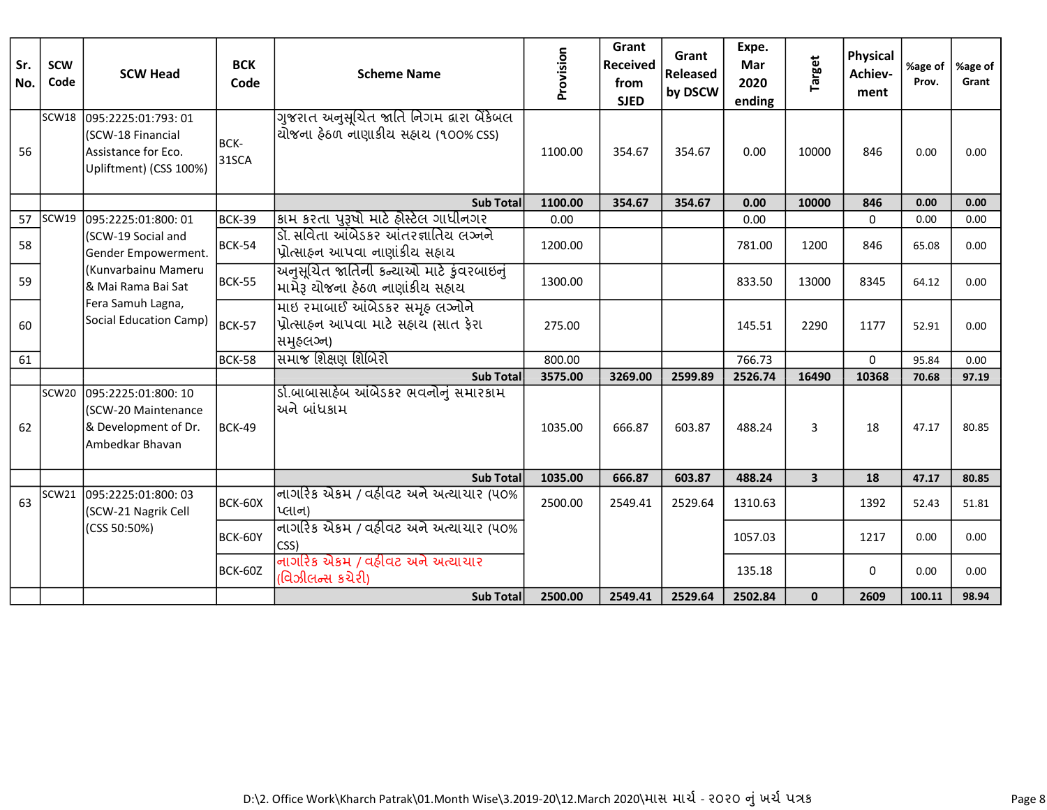| Sr. No. | SCW Code | SCW Head | BCK Code | Scheme Name | Provision | Grant Received from SJED | Grant Released by DSCW | Expe. Mar 2020 ending | Target | Physical Achiev-ment | %age of Prov. | %age of Grant |
|---|---|---|---|---|---|---|---|---|---|---|---|---|
| 56 | SCW18 | 095:2225:01:793: 01 (SCW-18 Financial Assistance for Eco. Upliftment) (CSS 100%) | BCK-31SCA | ગુજરાત અનુસૂચિત જાતિ નિગમ દ્વારા બેંકેબલ યોજના હેઠળ નાણાકીય સહાય (૧૦૦% CSS) | 1100.00 | 354.67 | 354.67 | 0.00 | 10000 | 846 | 0.00 | 0.00 |
| | | | | **Sub Total** | **1100.00** | **354.67** | **354.67** | **0.00** | **10000** | **846** | **0.00** | **0.00** |
| 57 | SCW19 | 095:2225:01:800: 01 (SCW-19 Social and Gender Empowerment. (Kunvarbainu Mameru & Mai Rama Bai Sat Fera Samuh Lagna, Social Education Camp) | BCK-39 | કામ કરતા પુરૂષો માટે હોસ્ટેલ ગાંધીનગર | 0.00 | | | 0.00 | | 0 | 0.00 | 0.00 |
| 58 | | | BCK-54 | ડૉ. સવિતા આંબેડકર આંતરજ્ઞાતિય લગ્નને પ્રોત્સાહન આપવા નાણાંકીય સહાય | 1200.00 | | | 781.00 | 1200 | 846 | 65.08 | 0.00 |
| 59 | | | BCK-55 | અનુસૂચિત જાતિની કન્યાઓ માટે કુંવરબાઇનું મામેરૂ યોજના હેઠળ નાણાંકીય સહાય | 1300.00 | | | 833.50 | 13000 | 8345 | 64.12 | 0.00 |
| 60 | | | BCK-57 | માઇ રમાબાઈ આંબેડકર સમૂહ લગ્નોને પ્રોત્સાહન આપવા માટે સહાય (સાત ફેરા સમુહલગ્ન) | 275.00 | | | 145.51 | 2290 | 1177 | 52.91 | 0.00 |
| 61 | | | BCK-58 | સમાજ શિક્ષણ શિબિરો | 800.00 | | | 766.73 | | 0 | 95.84 | 0.00 |
| | | | | **Sub Total** | **3575.00** | **3269.00** | **2599.89** | **2526.74** | **16490** | **10368** | **70.68** | **97.19** |
| 62 | SCW20 | 095:2225:01:800: 10 (SCW-20 Maintenance & Development of Dr. Ambedkar Bhavan | BCK-49 | ડૉ.બાબાસાહેબ આંબેડકર ભવનોનું સમારકામ અને બાંધકામ | 1035.00 | 666.87 | 603.87 | 488.24 | 3 | 18 | 47.17 | 80.85 |
| | | | | **Sub Total** | **1035.00** | **666.87** | **603.87** | **488.24** | **3** | **18** | **47.17** | **80.85** |
| 63 | SCW21 | 095:2225:01:800: 03 (SCW-21 Nagrik Cell (CSS 50:50%) | BCK-60X | નાગરિક એકમ / વહીવટ અને અત્યાચાર (૫૦% પ્લાન) | 2500.00 | 2549.41 | 2529.64 | 1310.63 | | 1392 | 52.43 | 51.81 |
| | | | BCK-60Y | નાગરિક એકમ / વહીવટ અને અત્યાચાર (૫૦% CSS) | | | | 1057.03 | | 1217 | 0.00 | 0.00 |
| | | | BCK-60Z | નાગરિક એકમ / વહીવટ અને અત્યાચાર (વિઝીલન્સ કચેરી) | | | | 135.18 | | 0 | 0.00 | 0.00 |
| | | | | **Sub Total** | **2500.00** | **2549.41** | **2529.64** | **2502.84** | **0** | **2609** | **100.11** | **98.94** |

D:\2. Office Work\Kharch Patrak\01.Month Wise\3.2019-20\12.March 2020\માસ માર્ચ - ૨૦૨૦ નું ખર્ચ પત્રક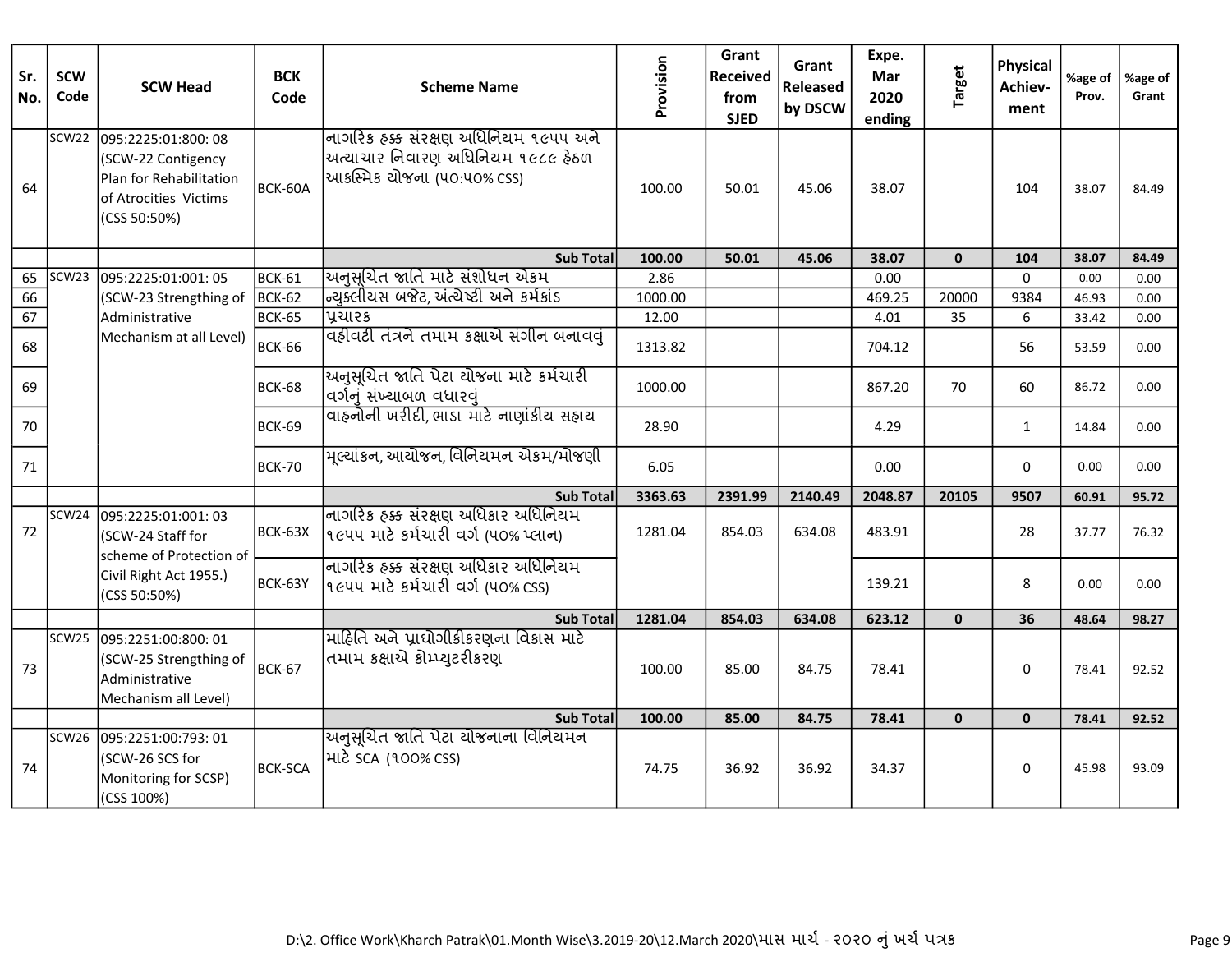| Sr. No. | SCW Code | SCW Head | BCK Code | Scheme Name | Provision | Grant Received from SJED | Grant Released by DSCW | Expe. Mar 2020 ending | Target | Physical Achiev-ment | %age of Prov. | %age of Grant |
|---|---|---|---|---|---|---|---|---|---|---|---|---|
| 64 | SCW22 | 095:2225:01:800: 08 (SCW-22 Contigency Plan for Rehabilitation of Atrocities Victims (CSS 50:50%) | BCK-60A | નાગરિક હક્ક સંરક્ષણ અધિનિયમ ૧૯૫૫ અને અત્યાચાર નિવારણ અધિનિયમ ૧૯૮૯ હેઠળ આકસ્મિક યોજના (૫૦:૫૦% CSS) | 100.00 | 50.01 | 45.06 | 38.07 | | 104 | 38.07 | 84.49 |
| | | | | **Sub Total** | **100.00** | **50.01** | **45.06** | **38.07** | **0** | **104** | **38.07** | **84.49** |
| 65 | SCW23 | 095:2225:01:001: 05 (SCW-23 Strengthing of Administrative Mechanism at all Level) | BCK-61 | અનુસૂચિત જાતિ માટે સંશોધન એકમ | 2.86 | | | 0.00 | | 0 | 0.00 | 0.00 |
| 66 | | | BCK-62 | ન્યુક્લીયસ બજેટ, અંત્યેષ્ટી અને કર્મકાંડ | 1000.00 | | | 469.25 | 20000 | 9384 | 46.93 | 0.00 |
| 67 | | | BCK-65 | પ્રચારક | 12.00 | | | 4.01 | 35 | 6 | 33.42 | 0.00 |
| 68 | | | BCK-66 | વહીવટી તંત્રને તમામ કક્ષાએ સંગીન બનાવવું | 1313.82 | | | 704.12 | | 56 | 53.59 | 0.00 |
| 69 | | | BCK-68 | અનુસૂચિત જાતિ પેટા યોજના માટે કર્મચારી વર્ગનું સંખ્યાબળ વધારવું | 1000.00 | | | 867.20 | 70 | 60 | 86.72 | 0.00 |
| 70 | | | BCK-69 | વાહનોની ખરીદી, ભાડા માટે નાણાંકીય સહાય | 28.90 | | | 4.29 | | 1 | 14.84 | 0.00 |
| 71 | | | BCK-70 | મૂલ્યાંકન, આયોજન, વિનિયમન એકમ/મોજણી | 6.05 | | | 0.00 | | 0 | 0.00 | 0.00 |
| | | | | **Sub Total** | **3363.63** | **2391.99** | **2140.49** | **2048.87** | **20105** | **9507** | **60.91** | **95.72** |
| 72 | SCW24 | 095:2225:01:001: 03 (SCW-24 Staff for scheme of Protection of Civil Right Act 1955.) (CSS 50:50%) | BCK-63X | નાગરિક હક્ક સંરક્ષણ અધિકાર અધિનિયમ ૧૯૫૫ માટે કર્મચારી વર્ગ (૫૦% પ્લાન) | 1281.04 | 854.03 | 634.08 | 483.91 | | 28 | 37.77 | 76.32 |
| | | | BCK-63Y | નાગરિક હક્ક સંરક્ષણ અધિકાર અધિનિયમ ૧૯૫૫ માટે કર્મચારી વર્ગ (૫૦% CSS) | | | | 139.21 | | 8 | 0.00 | 0.00 |
| | | | | **Sub Total** | **1281.04** | **854.03** | **634.08** | **623.12** | **0** | **36** | **48.64** | **98.27** |
| 73 | SCW25 | 095:2251:00:800: 01 (SCW-25 Strengthing of Administrative Mechanism all Level) | BCK-67 | માહિતિ અને પ્રાદ્યોગીકીકરણના વિકાસ માટે તમામ કક્ષાએ કોમ્પ્યુટરીકરણ | 100.00 | 85.00 | 84.75 | 78.41 | | 0 | 78.41 | 92.52 |
| | | | | **Sub Total** | **100.00** | **85.00** | **84.75** | **78.41** | **0** | **0** | **78.41** | **92.52** |
| 74 | SCW26 | 095:2251:00:793: 01 (SCW-26 SCS for Monitoring for SCSP) (CSS 100%) | BCK-SCA | અનુસૂચિત જાતિ પેટા યોજનાના વિનિયમન માટે SCA (૧૦૦% CSS) | 74.75 | 36.92 | 36.92 | 34.37 | | 0 | 45.98 | 93.09 |

D:\2. Office Work\Kharch Patrak\01.Month Wise\3.2019-20\12.March 2020\માસ માર્ચ - ૨૦૨૦ નું ખર્ચ પત્રક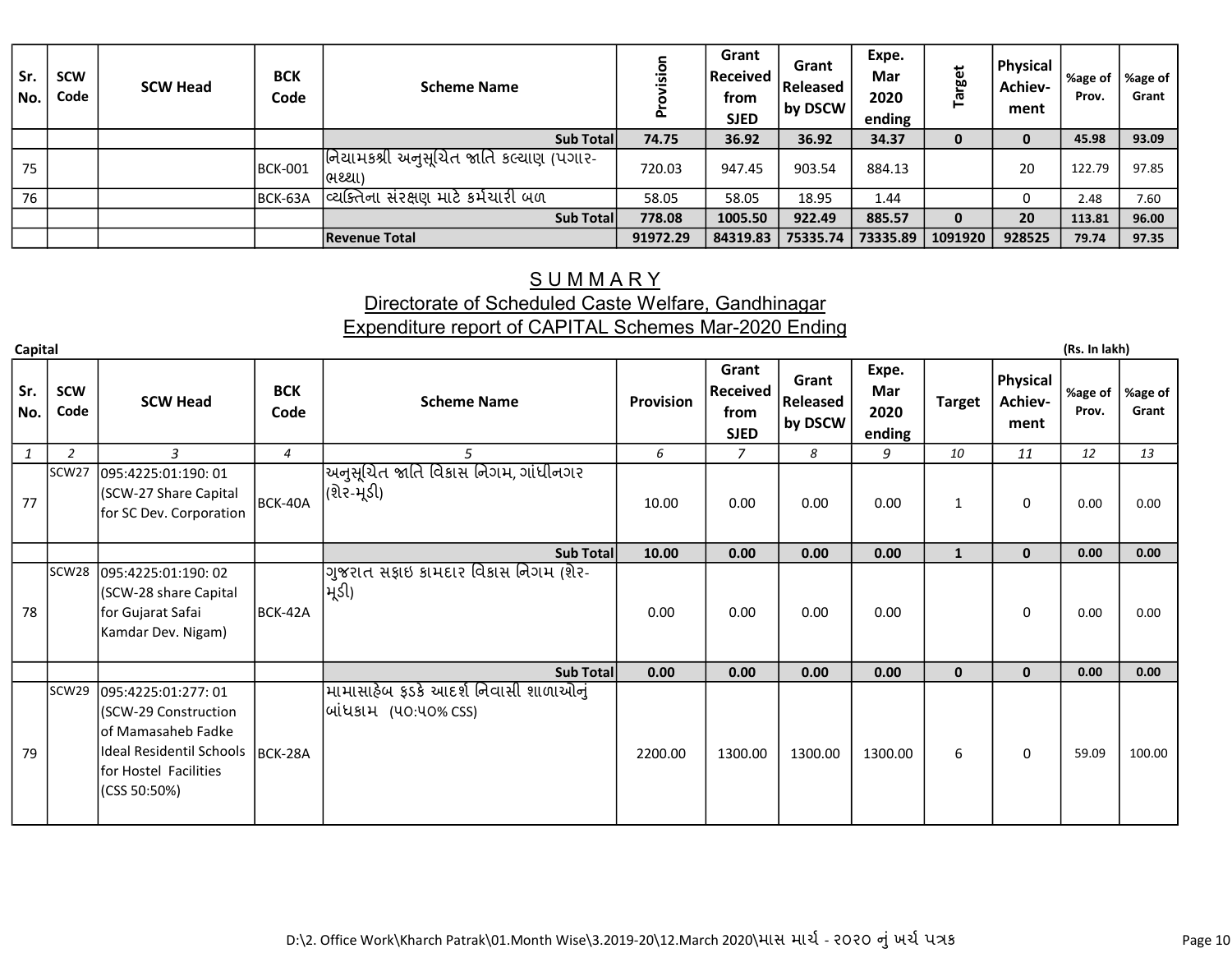| Sr. No. | SCW Code | SCW Head | BCK Code | Scheme Name | Provision | Grant Received from SJED | Grant Released by DSCW | Expe. Mar 2020 ending | Target | Physical Achiev-ment | %age of Prov. | %age of Grant |
|---|---|---|---|---|---|---|---|---|---|---|---|---|
| | | | | Sub Total | 74.75 | 36.92 | 36.92 | 34.37 | 0 | 0 | 45.98 | 93.09 |
| 75 | | | BCK-001 | નિયામકશ્રી અનુસૂચિત જાતિ કલ્યાણ (પગાર-ભથ્થા) | 720.03 | 947.45 | 903.54 | 884.13 | | 20 | 122.79 | 97.85 |
| 76 | | | BCK-63A | વ્યક્તિના સંરક્ષણ માટે કર્મચારી બળ | 58.05 | 58.05 | 18.95 | 1.44 | | 0 | 2.48 | 7.60 |
| | | | | Sub Total | 778.08 | 1005.50 | 922.49 | 885.57 | 0 | 20 | 113.81 | 96.00 |
| | | | | Revenue Total | 91972.29 | 84319.83 | 75335.74 | 73335.89 | 1091920 | 928525 | 79.74 | 97.35 |

## SUMMARY

## Directorate of Scheduled Caste Welfare, Gandhinagar

## Expenditure report of CAPITAL Schemes Mar-2020 Ending

**Capital** (Rs. In lakh)

| Sr. No. | SCW Code | SCW Head | BCK Code | Scheme Name | Provision | Grant Received from SJED | Grant Released by DSCW | Expe. Mar 2020 ending | Target | Physical Achiev-ment | %age of Prov. | %age of Grant |
|---|---|---|---|---|---|---|---|---|---|---|---|---|
| 1 | 2 | 3 | 4 | 5 | 6 | 7 | 8 | 9 | 10 | 11 | 12 | 13 |
| 77 | SCW27 | 095:4225:01:190: 01 (SCW-27 Share Capital for SC Dev. Corporation | BCK-40A | અનુસૂચિત જાતિ વિકાસ નિગમ, ગાંધીનગર (શેર-મૂડી) | 10.00 | 0.00 | 0.00 | 0.00 | 1 | 0 | 0.00 | 0.00 |
| | | | | Sub Total | 10.00 | 0.00 | 0.00 | 0.00 | 1 | 0 | 0.00 | 0.00 |
| 78 | SCW28 | 095:4225:01:190: 02 (SCW-28 share Capital for Gujarat Safai Kamdar Dev. Nigam) | BCK-42A | ગુજરાત સફાઇ કામદાર વિકાસ નિગમ (શેર-મૂડી) | 0.00 | 0.00 | 0.00 | 0.00 | | 0 | 0.00 | 0.00 |
| | | | | Sub Total | 0.00 | 0.00 | 0.00 | 0.00 | 0 | 0 | 0.00 | 0.00 |
| 79 | SCW29 | 095:4225:01:277: 01 (SCW-29 Construction of Mamasaheb Fadke Ideal Residentil Schools for Hostel Facilities (CSS 50:50%) | BCK-28A | મામાસાહેબ ફડકે આદર્શ નિવાસી શાળાઓનું બાંધકામ (૫૦:૫૦% CSS) | 2200.00 | 1300.00 | 1300.00 | 1300.00 | 6 | 0 | 59.09 | 100.00 |

D:\2. Office Work\Kharch Patrak\01.Month Wise\3.2019-20\12.March 2020\માસ માર્ચ - ૨૦૨૦ નું ખર્ચ પત્રક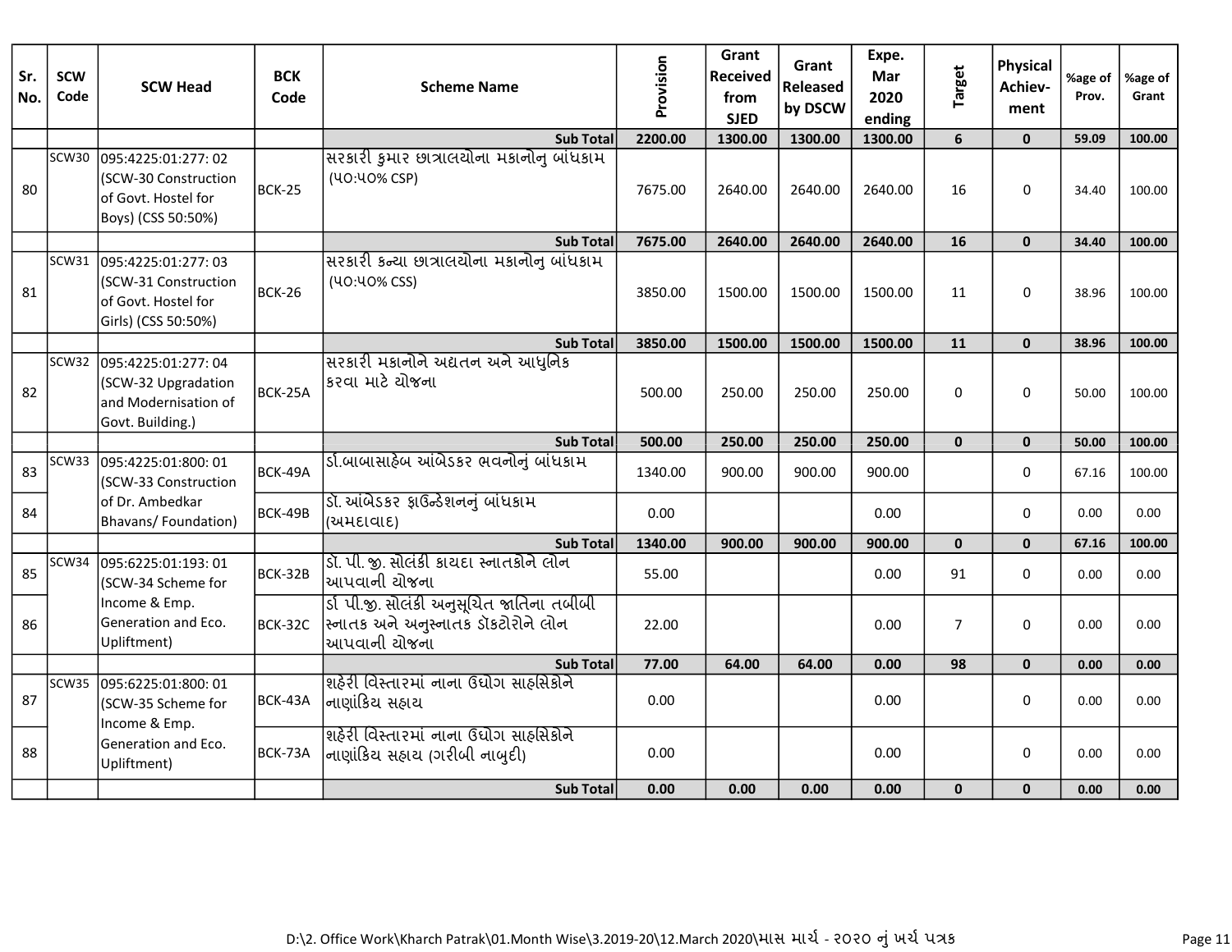| Sr. No. | SCW Code | SCW Head | BCK Code | Scheme Name | Provision | Grant Received from SJED | Grant Released by DSCW | Expe. Mar 2020 ending | Target | Physical Achiev-ment | %age of Prov. | %age of Grant |
|---|---|---|---|---|---|---|---|---|---|---|---|---|
| | | | | **Sub Total** | **2200.00** | **1300.00** | **1300.00** | **1300.00** | **6** | **0** | **59.09** | **100.00** |
| 80 | SCW30 | 095:4225:01:277: 02 (SCW-30 Construction of Govt. Hostel for Boys) (CSS 50:50%) | BCK-25 | સરકારી કુમાર છાત્રાલયોના મકાનોનુ બાંધકામ (૫૦:૫૦% CSP) | 7675.00 | 2640.00 | 2640.00 | 2640.00 | 16 | 0 | 34.40 | 100.00 |
| | | | | **Sub Total** | **7675.00** | **2640.00** | **2640.00** | **2640.00** | **16** | **0** | **34.40** | **100.00** |
| 81 | SCW31 | 095:4225:01:277: 03 (SCW-31 Construction of Govt. Hostel for Girls) (CSS 50:50%) | BCK-26 | સરકારી કન્યા છાત્રાલયોના મકાનોનુ બાંધકામ (૫૦:૫૦% CSS) | 3850.00 | 1500.00 | 1500.00 | 1500.00 | 11 | 0 | 38.96 | 100.00 |
| | | | | **Sub Total** | **3850.00** | **1500.00** | **1500.00** | **1500.00** | **11** | **0** | **38.96** | **100.00** |
| 82 | SCW32 | 095:4225:01:277: 04 (SCW-32 Upgradation and Modernisation of Govt. Building.) | BCK-25A | સરકારી મકાનોને અદ્યતન અને આધુનિક કરવા માટે યોજના | 500.00 | 250.00 | 250.00 | 250.00 | 0 | 0 | 50.00 | 100.00 |
| | | | | **Sub Total** | **500.00** | **250.00** | **250.00** | **250.00** | **0** | **0** | **50.00** | **100.00** |
| 83 | SCW33 | 095:4225:01:800: 01 (SCW-33 Construction of Dr. Ambedkar Bhavans/ Foundation) | BCK-49A | ડૉ.બાબાસાહેબ આંબેડકર ભવનોનું બાંધકામ | 1340.00 | 900.00 | 900.00 | 900.00 | | 0 | 67.16 | 100.00 |
| 84 | | | BCK-49B | ડૉ. આંબેડકર ફાઉન્ડેશનનું બાંધકામ (અમદાવાદ) | 0.00 | | | 0.00 | | 0 | 0.00 | 0.00 |
| | | | | **Sub Total** | **1340.00** | **900.00** | **900.00** | **900.00** | **0** | **0** | **67.16** | **100.00** |
| 85 | SCW34 | 095:6225:01:193: 01 (SCW-34 Scheme for Income & Emp. Generation and Eco. Upliftment) | BCK-32B | ડૉ. પી. જી. સોલંકી કાયદા સ્નાતકોને લોન આપવાની યોજના | 55.00 | | | 0.00 | 91 | 0 | 0.00 | 0.00 |
| 86 | | | BCK-32C | ડૉ પી.જી. સોલંકી અનુસૂચિત જાતિના તબીબી સ્નાતક અને અનુસ્નાતક ડૉકટોરોને લોન આપવાની યોજના | 22.00 | | | 0.00 | 7 | 0 | 0.00 | 0.00 |
| | | | | **Sub Total** | **77.00** | **64.00** | **64.00** | **0.00** | **98** | **0** | **0.00** | **0.00** |
| 87 | SCW35 | 095:6225:01:800: 01 (SCW-35 Scheme for Income & Emp. Generation and Eco. Upliftment) | BCK-43A | શહેરી વિસ્તારમાં નાના ઉદ્યોગ સાહસિકોને નાણાંકિય સહાય | 0.00 | | | 0.00 | | 0 | 0.00 | 0.00 |
| 88 | | | BCK-73A | શહેરી વિસ્તારમાં નાના ઉદ્યોગ સાહસિકોને નાણાંકિય સહાય (ગરીબી નાબુદી) | 0.00 | | | 0.00 | | 0 | 0.00 | 0.00 |
| | | | | **Sub Total** | **0.00** | **0.00** | **0.00** | **0.00** | **0** | **0** | **0.00** | **0.00** |

D:\2. Office Work\Kharch Patrak\01.Month Wise\3.2019-20\12.March 2020\માસ માર્ચ - ૨૦૨૦ નું ખર્ચ પત્રક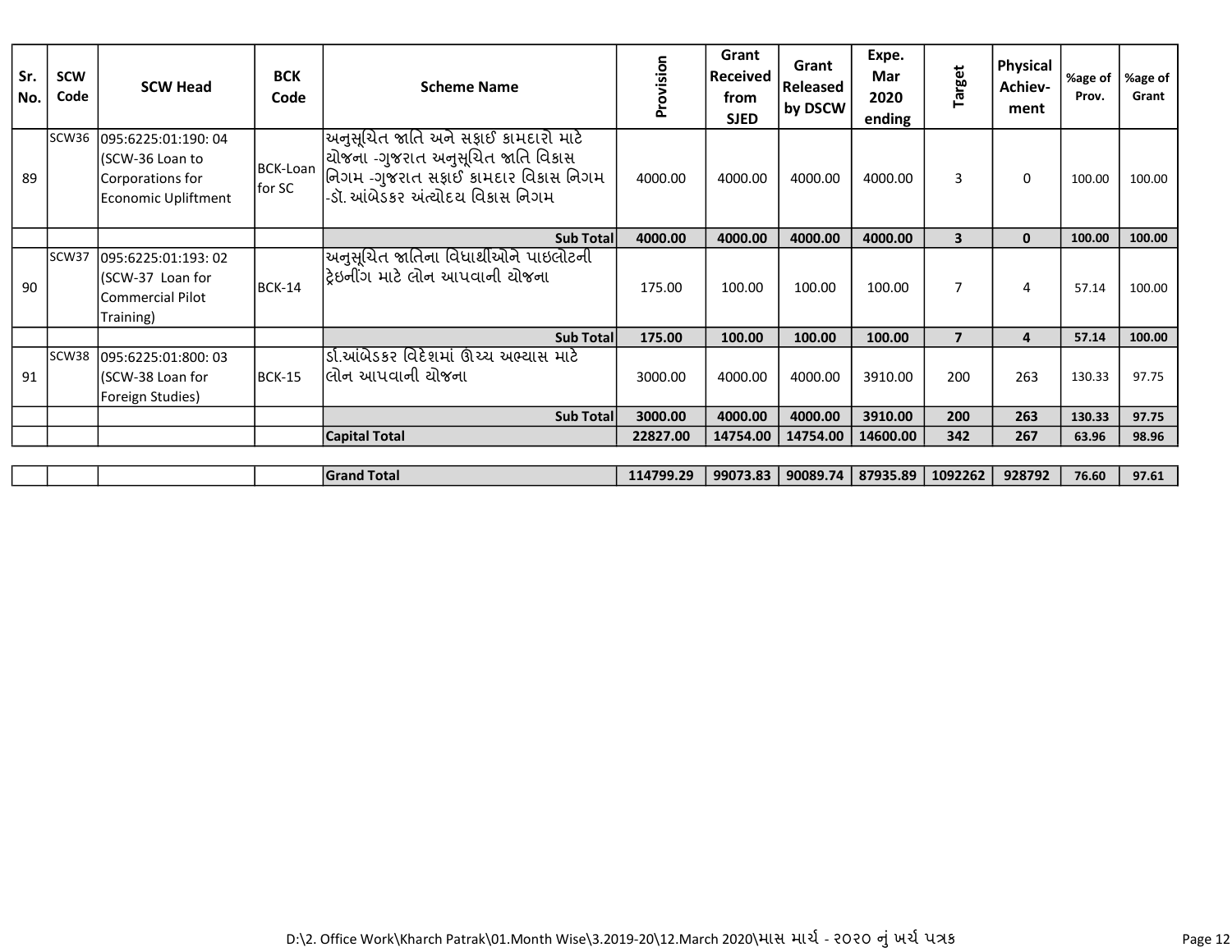| Sr. No. | SCW Code | SCW Head | BCK Code | Scheme Name | Provision | Grant Received from SJED | Grant Released by DSCW | Expe. Mar 2020 ending | Target | Physical Achiev-ment | %age of Prov. | %age of Grant |
|---|---|---|---|---|---|---|---|---|---|---|---|---|
| 89 | SCW36 | 095:6225:01:190: 04 (SCW-36 Loan to Corporations for Economic Upliftment | BCK-Loan for SC | અનુસૂચિત જાતિ અને સફાઈ કામદારો માટે યોજના -ગુજરાત અનુસૂચિત જાતિ વિકાસ નિગમ -ગુજરાત સફાઈ કામદાર વિકાસ નિગમ -ડૉ. આંબેડકર અંત્યોદય વિકાસ નિગમ | 4000.00 | 4000.00 | 4000.00 | 4000.00 | 3 | 0 | 100.00 | 100.00 |
| | | | | **Sub Total** | **4000.00** | **4000.00** | **4000.00** | **4000.00** | **3** | **0** | **100.00** | **100.00** |
| 90 | SCW37 | 095:6225:01:193: 02 (SCW-37 Loan for Commercial Pilot Training) | BCK-14 | અનુસૂચિત જાતિના વિધાર્થીઓને પાઇલોટની ટ્રેઇનીંગ માટે લોન આપવાની યોજના | 175.00 | 100.00 | 100.00 | 100.00 | 7 | 4 | 57.14 | 100.00 |
| | | | | **Sub Total** | **175.00** | **100.00** | **100.00** | **100.00** | **7** | **4** | **57.14** | **100.00** |
| 91 | SCW38 | 095:6225:01:800: 03 (SCW-38 Loan for Foreign Studies) | BCK-15 | ડૉ.આંબેડકર વિદેશમાં ઊચ્ચ અભ્યાસ માટે લોન આપવાની યોજના | 3000.00 | 4000.00 | 4000.00 | 3910.00 | 200 | 263 | 130.33 | 97.75 |
| | | | | **Sub Total** | **3000.00** | **4000.00** | **4000.00** | **3910.00** | **200** | **263** | **130.33** | **97.75** |
| | | | | **Capital Total** | **22827.00** | **14754.00** | **14754.00** | **14600.00** | **342** | **267** | **63.96** | **98.96** |
| | | | | **Grand Total** | **114799.29** | **99073.83** | **90089.74** | **87935.89** | **1092262** | **928792** | **76.60** | **97.61** |

D:\2. Office Work\Kharch Patrak\01.Month Wise\3.2019-20\12.March 2020\માસ માર્ચ - ૨૦૨૦ નું ખર્ચ પત્રક